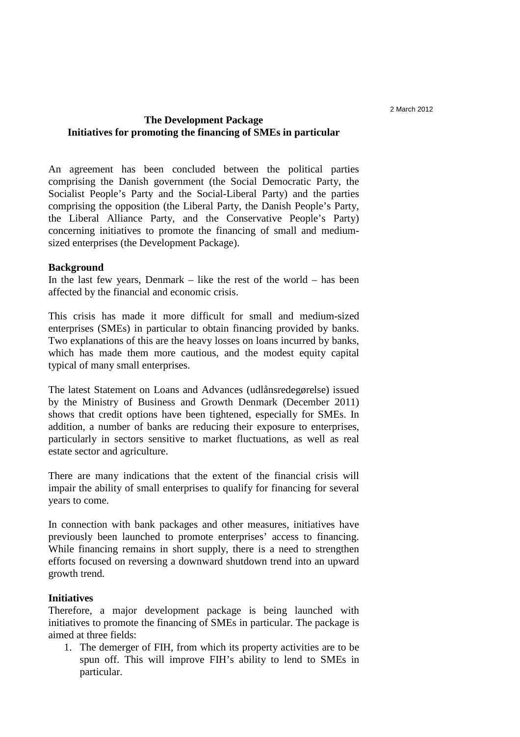2 March 2012

# The Development Package
## Initiatives for promoting the financing of SMEs in particular

An agreement has been concluded between the political parties comprising the Danish government (the Social Democratic Party, the Socialist People's Party and the Social-Liberal Party) and the parties comprising the opposition (the Liberal Party, the Danish People's Party, the Liberal Alliance Party, and the Conservative People's Party) concerning initiatives to promote the financing of small and medium-sized enterprises (the Development Package).

**Background**

In the last few years, Denmark – like the rest of the world – has been affected by the financial and economic crisis.

This crisis has made it more difficult for small and medium-sized enterprises (SMEs) in particular to obtain financing provided by banks. Two explanations of this are the heavy losses on loans incurred by banks, which has made them more cautious, and the modest equity capital typical of many small enterprises.

The latest Statement on Loans and Advances (udlånsredegørelse) issued by the Ministry of Business and Growth Denmark (December 2011) shows that credit options have been tightened, especially for SMEs. In addition, a number of banks are reducing their exposure to enterprises, particularly in sectors sensitive to market fluctuations, as well as real estate sector and agriculture.

There are many indications that the extent of the financial crisis will impair the ability of small enterprises to qualify for financing for several years to come.

In connection with bank packages and other measures, initiatives have previously been launched to promote enterprises' access to financing. While financing remains in short supply, there is a need to strengthen efforts focused on reversing a downward shutdown trend into an upward growth trend.

**Initiatives**

Therefore, a major development package is being launched with initiatives to promote the financing of SMEs in particular. The package is aimed at three fields:

1. The demerger of FIH, from which its property activities are to be spun off. This will improve FIH's ability to lend to SMEs in particular.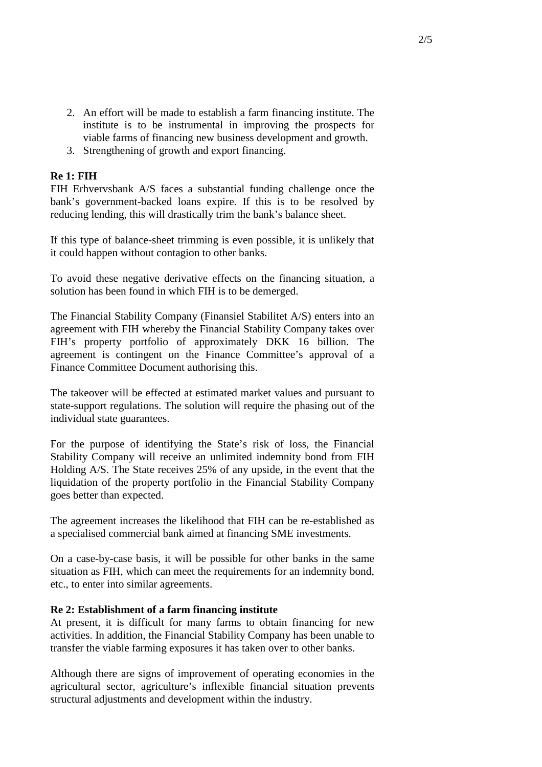2. An effort will be made to establish a farm financing institute. The institute is to be instrumental in improving the prospects for viable farms of financing new business development and growth.
3. Strengthening of growth and export financing.

**Re 1: FIH**

FIH Erhvervsbank A/S faces a substantial funding challenge once the bank's government-backed loans expire. If this is to be resolved by reducing lending, this will drastically trim the bank's balance sheet.

If this type of balance-sheet trimming is even possible, it is unlikely that it could happen without contagion to other banks.

To avoid these negative derivative effects on the financing situation, a solution has been found in which FIH is to be demerged.

The Financial Stability Company (Finansiel Stabilitet A/S) enters into an agreement with FIH whereby the Financial Stability Company takes over FIH's property portfolio of approximately DKK 16 billion. The agreement is contingent on the Finance Committee's approval of a Finance Committee Document authorising this.

The takeover will be effected at estimated market values and pursuant to state-support regulations. The solution will require the phasing out of the individual state guarantees.

For the purpose of identifying the State's risk of loss, the Financial Stability Company will receive an unlimited indemnity bond from FIH Holding A/S. The State receives 25% of any upside, in the event that the liquidation of the property portfolio in the Financial Stability Company goes better than expected.

The agreement increases the likelihood that FIH can be re-established as a specialised commercial bank aimed at financing SME investments.

On a case-by-case basis, it will be possible for other banks in the same situation as FIH, which can meet the requirements for an indemnity bond, etc., to enter into similar agreements.

**Re 2: Establishment of a farm financing institute**

At present, it is difficult for many farms to obtain financing for new activities. In addition, the Financial Stability Company has been unable to transfer the viable farming exposures it has taken over to other banks.

Although there are signs of improvement of operating economies in the agricultural sector, agriculture's inflexible financial situation prevents structural adjustments and development within the industry.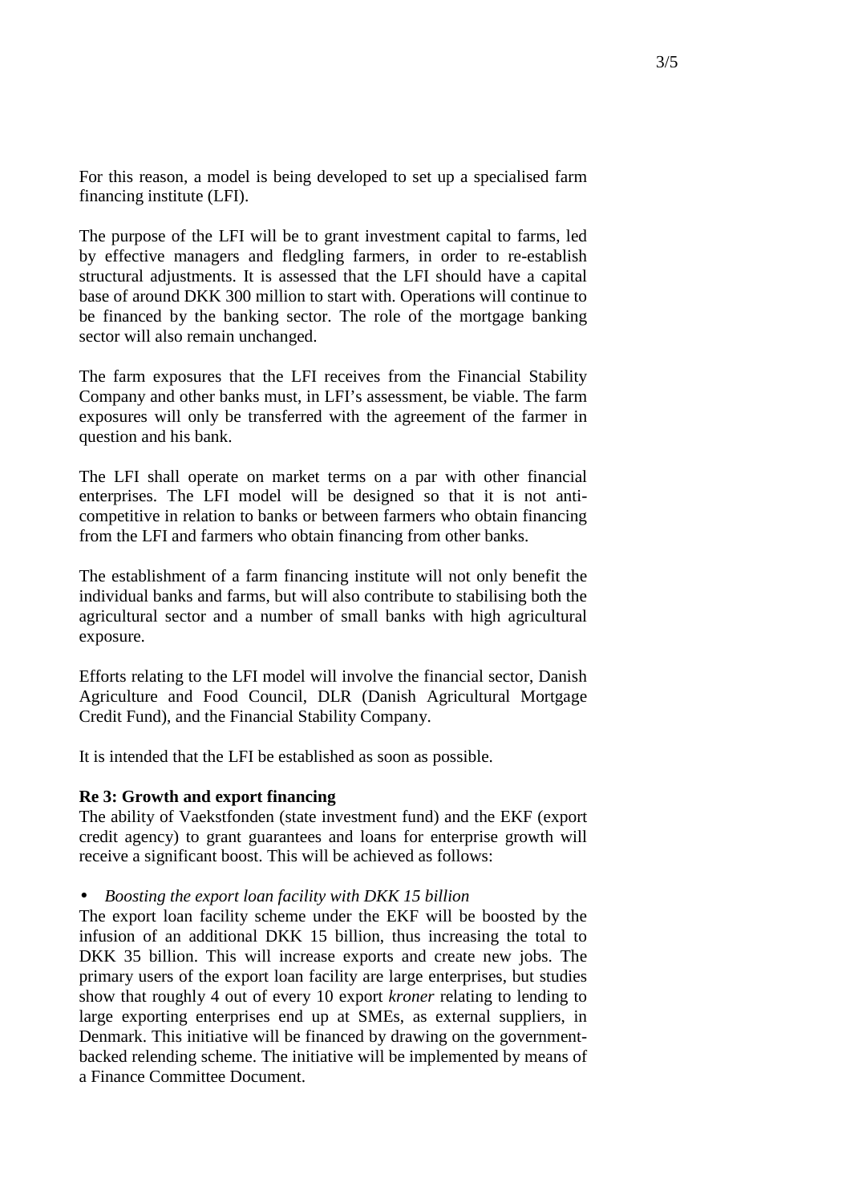For this reason, a model is being developed to set up a specialised farm financing institute (LFI).

The purpose of the LFI will be to grant investment capital to farms, led by effective managers and fledgling farmers, in order to re-establish structural adjustments. It is assessed that the LFI should have a capital base of around DKK 300 million to start with. Operations will continue to be financed by the banking sector. The role of the mortgage banking sector will also remain unchanged.

The farm exposures that the LFI receives from the Financial Stability Company and other banks must, in LFI's assessment, be viable. The farm exposures will only be transferred with the agreement of the farmer in question and his bank.

The LFI shall operate on market terms on a par with other financial enterprises. The LFI model will be designed so that it is not anti-competitive in relation to banks or between farmers who obtain financing from the LFI and farmers who obtain financing from other banks.

The establishment of a farm financing institute will not only benefit the individual banks and farms, but will also contribute to stabilising both the agricultural sector and a number of small banks with high agricultural exposure.

Efforts relating to the LFI model will involve the financial sector, Danish Agriculture and Food Council, DLR (Danish Agricultural Mortgage Credit Fund), and the Financial Stability Company.

It is intended that the LFI be established as soon as possible.

**Re 3: Growth and export financing**

The ability of Vaekstfonden (state investment fund) and the EKF (export credit agency) to grant guarantees and loans for enterprise growth will receive a significant boost. This will be achieved as follows:

- *Boosting the export loan facility with DKK 15 billion*

The export loan facility scheme under the EKF will be boosted by the infusion of an additional DKK 15 billion, thus increasing the total to DKK 35 billion. This will increase exports and create new jobs. The primary users of the export loan facility are large enterprises, but studies show that roughly 4 out of every 10 export *kroner* relating to lending to large exporting enterprises end up at SMEs, as external suppliers, in Denmark. This initiative will be financed by drawing on the government-backed relending scheme. The initiative will be implemented by means of a Finance Committee Document.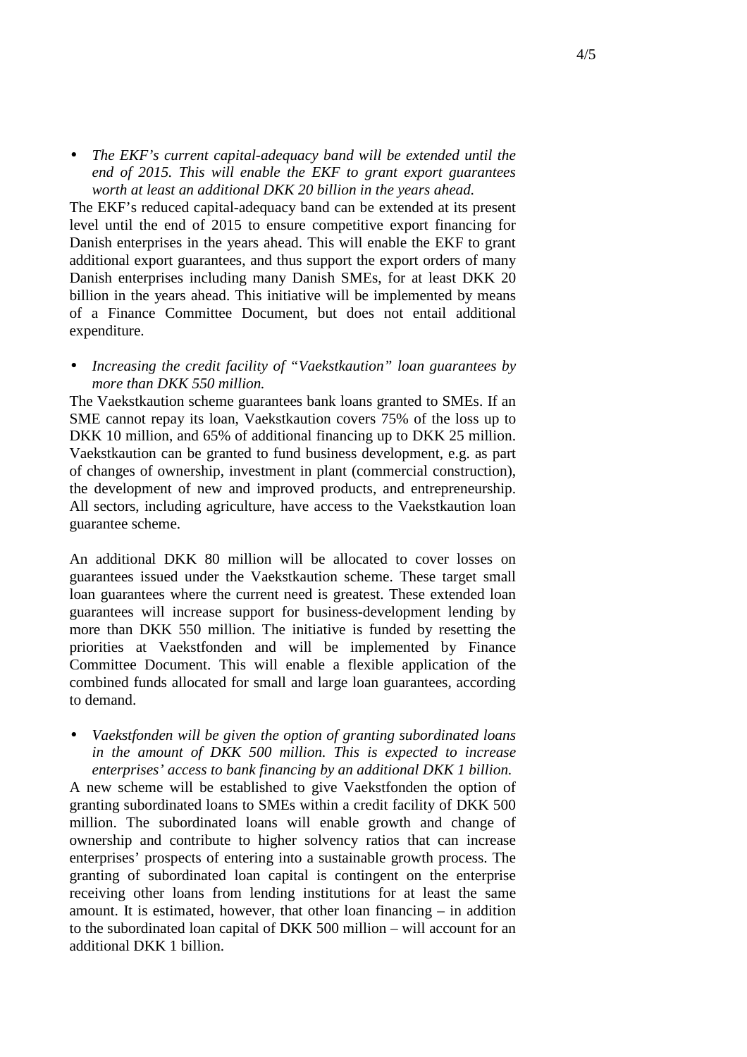- *The EKF's current capital-adequacy band will be extended until the end of 2015. This will enable the EKF to grant export guarantees worth at least an additional DKK 20 billion in the years ahead.*

The EKF's reduced capital-adequacy band can be extended at its present level until the end of 2015 to ensure competitive export financing for Danish enterprises in the years ahead. This will enable the EKF to grant additional export guarantees, and thus support the export orders of many Danish enterprises including many Danish SMEs, for at least DKK 20 billion in the years ahead. This initiative will be implemented by means of a Finance Committee Document, but does not entail additional expenditure.

- *Increasing the credit facility of "Vaekstkaution" loan guarantees by more than DKK 550 million.*

The Vaekstkaution scheme guarantees bank loans granted to SMEs. If an SME cannot repay its loan, Vaekstkaution covers 75% of the loss up to DKK 10 million, and 65% of additional financing up to DKK 25 million. Vaekstkaution can be granted to fund business development, e.g. as part of changes of ownership, investment in plant (commercial construction), the development of new and improved products, and entrepreneurship. All sectors, including agriculture, have access to the Vaekstkaution loan guarantee scheme.

An additional DKK 80 million will be allocated to cover losses on guarantees issued under the Vaekstkaution scheme. These target small loan guarantees where the current need is greatest. These extended loan guarantees will increase support for business-development lending by more than DKK 550 million. The initiative is funded by resetting the priorities at Vaekstfonden and will be implemented by Finance Committee Document. This will enable a flexible application of the combined funds allocated for small and large loan guarantees, according to demand.

- *Vaekstfonden will be given the option of granting subordinated loans in the amount of DKK 500 million. This is expected to increase enterprises' access to bank financing by an additional DKK 1 billion.*

A new scheme will be established to give Vaekstfonden the option of granting subordinated loans to SMEs within a credit facility of DKK 500 million. The subordinated loans will enable growth and change of ownership and contribute to higher solvency ratios that can increase enterprises' prospects of entering into a sustainable growth process. The granting of subordinated loan capital is contingent on the enterprise receiving other loans from lending institutions for at least the same amount. It is estimated, however, that other loan financing – in addition to the subordinated loan capital of DKK 500 million – will account for an additional DKK 1 billion.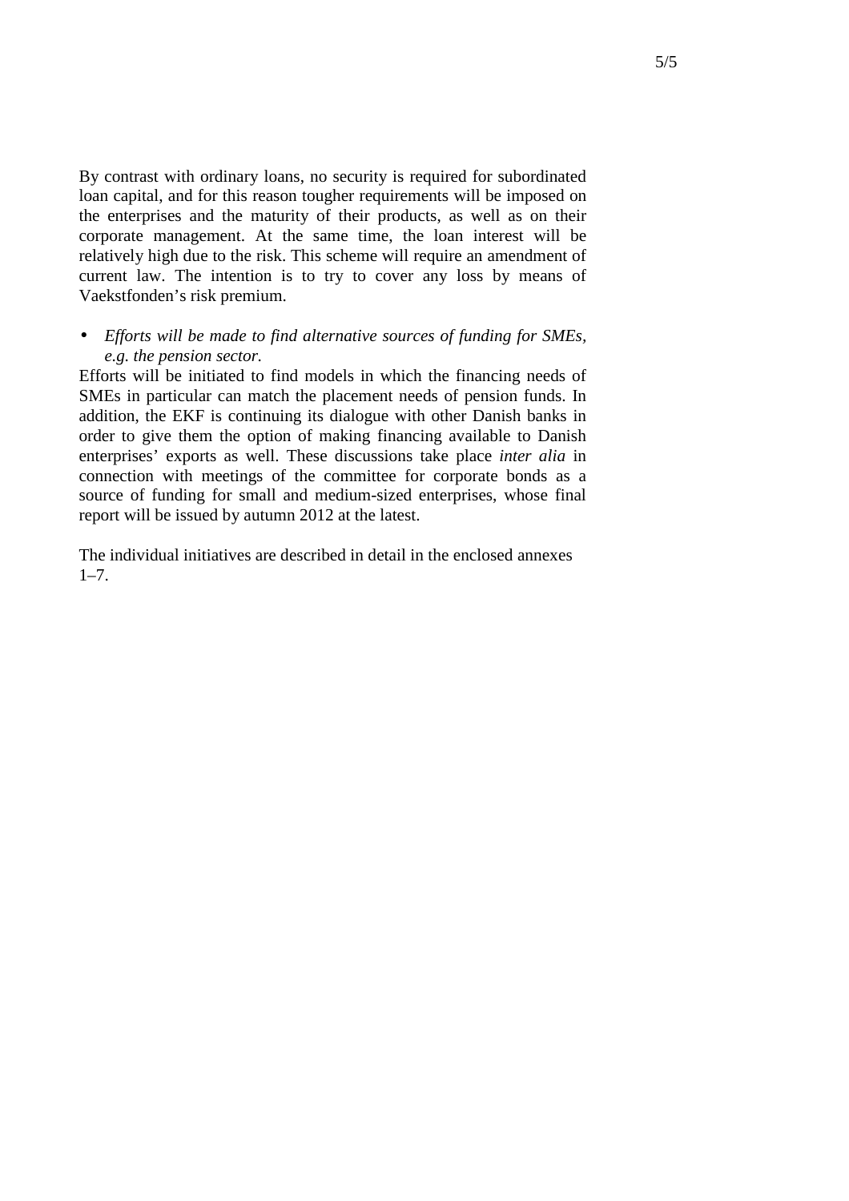By contrast with ordinary loans, no security is required for subordinated loan capital, and for this reason tougher requirements will be imposed on the enterprises and the maturity of their products, as well as on their corporate management. At the same time, the loan interest will be relatively high due to the risk. This scheme will require an amendment of current law. The intention is to try to cover any loss by means of Vaekstfonden's risk premium.

- *Efforts will be made to find alternative sources of funding for SMEs, e.g. the pension sector.*

Efforts will be initiated to find models in which the financing needs of SMEs in particular can match the placement needs of pension funds. In addition, the EKF is continuing its dialogue with other Danish banks in order to give them the option of making financing available to Danish enterprises' exports as well. These discussions take place *inter alia* in connection with meetings of the committee for corporate bonds as a source of funding for small and medium-sized enterprises, whose final report will be issued by autumn 2012 at the latest.

The individual initiatives are described in detail in the enclosed annexes 1–7.